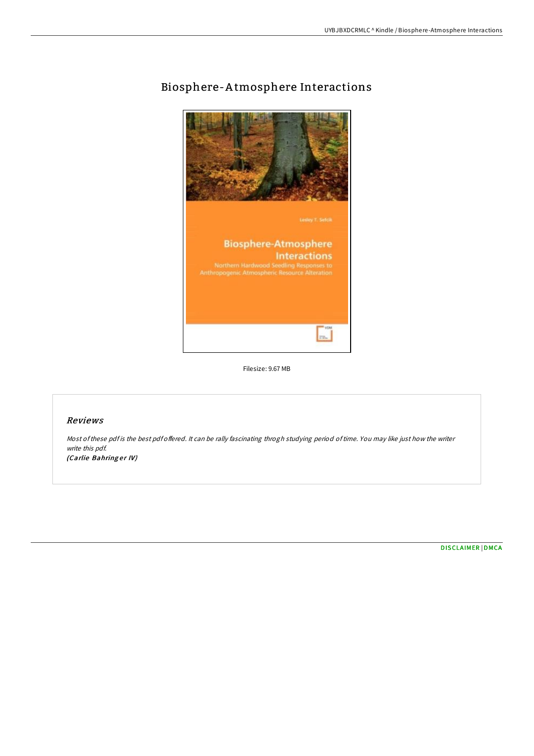# Biosphere-Atmosphere Interactions

Filesize: 9.67 MB

## *Reviews*

*Most of these pdf is the best pdf offered. It can be rally fascinating throgh studying period of time. You may like just how the writer write this pdf.*
***(Carlie Bahringer IV)***

DISCLAIMER | DMCA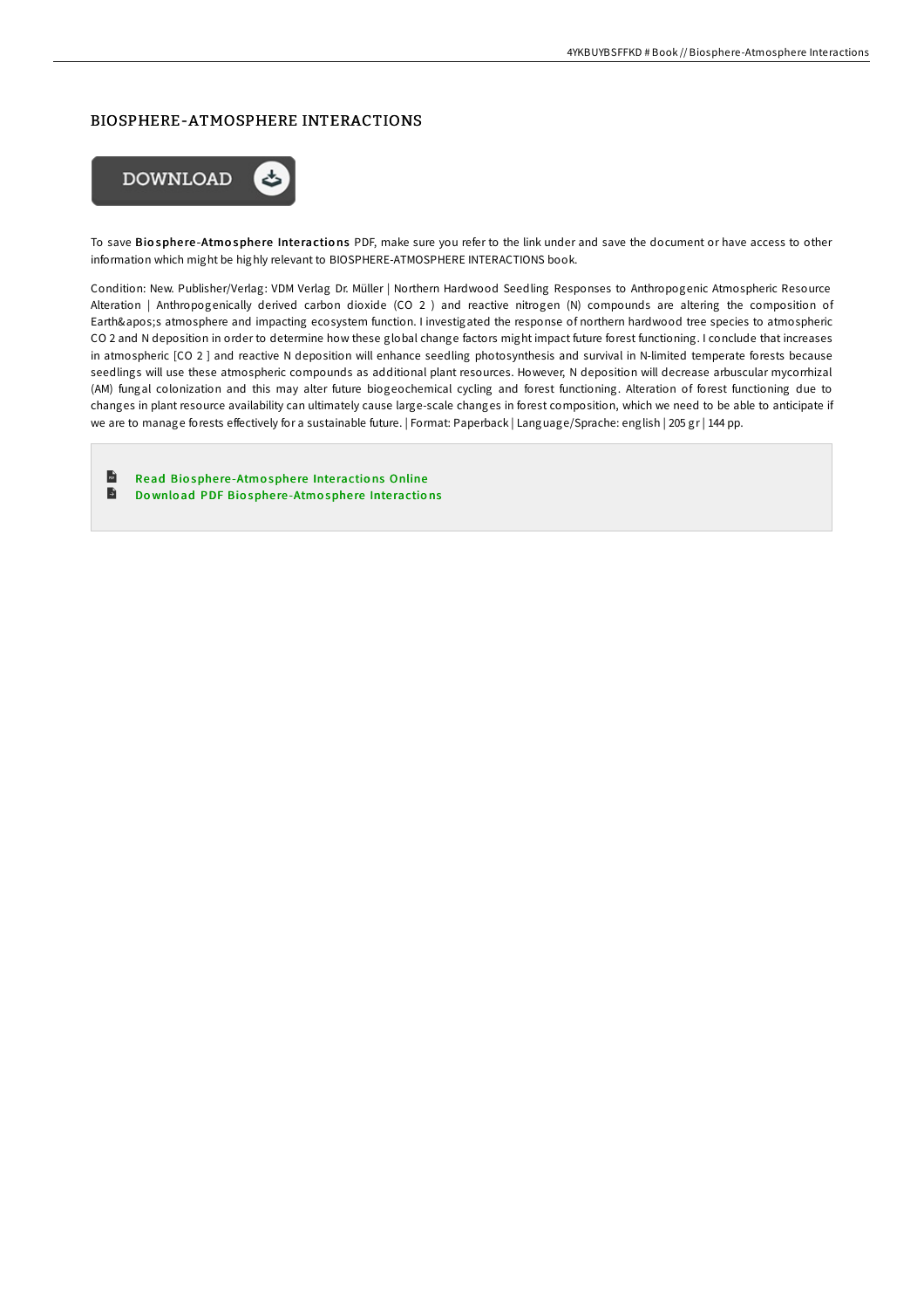# BIOSPHERE-ATMOSPHERE INTERACTIONS

DOWNLOAD

To save **Biosphere-Atmosphere Interactions** PDF, make sure you refer to the link under and save the document or have access to other information which might be highly relevant to BIOSPHERE-ATMOSPHERE INTERACTIONS book.

Condition: New. Publisher/Verlag: VDM Verlag Dr. Müller | Northern Hardwood Seedling Responses to Anthropogenic Atmospheric Resource Alteration | Anthropogenically derived carbon dioxide ($CO_2$) and reactive nitrogen (N) compounds are altering the composition of Earth&apos;s atmosphere and impacting ecosystem function. I investigated the response of northern hardwood tree species to atmospheric $CO_2$ and N deposition in order to determine how these global change factors might impact future forest functioning. I conclude that increases in atmospheric [$CO_2$] and reactive N deposition will enhance seedling photosynthesis and survival in N-limited temperate forests because seedlings will use these atmospheric compounds as additional plant resources. However, N deposition will decrease arbuscular mycorrhizal (AM) fungal colonization and this may alter future biogeochemical cycling and forest functioning. Alteration of forest functioning due to changes in plant resource availability can ultimately cause large-scale changes in forest composition, which we need to be able to anticipate if we are to manage forests effectively for a sustainable future. | Format: Paperback | Language/Sprache: english | 205 gr | 144 pp.

- Read Biosphere-Atmosphere Interactions Online
- Download PDF Biosphere-Atmosphere Interactions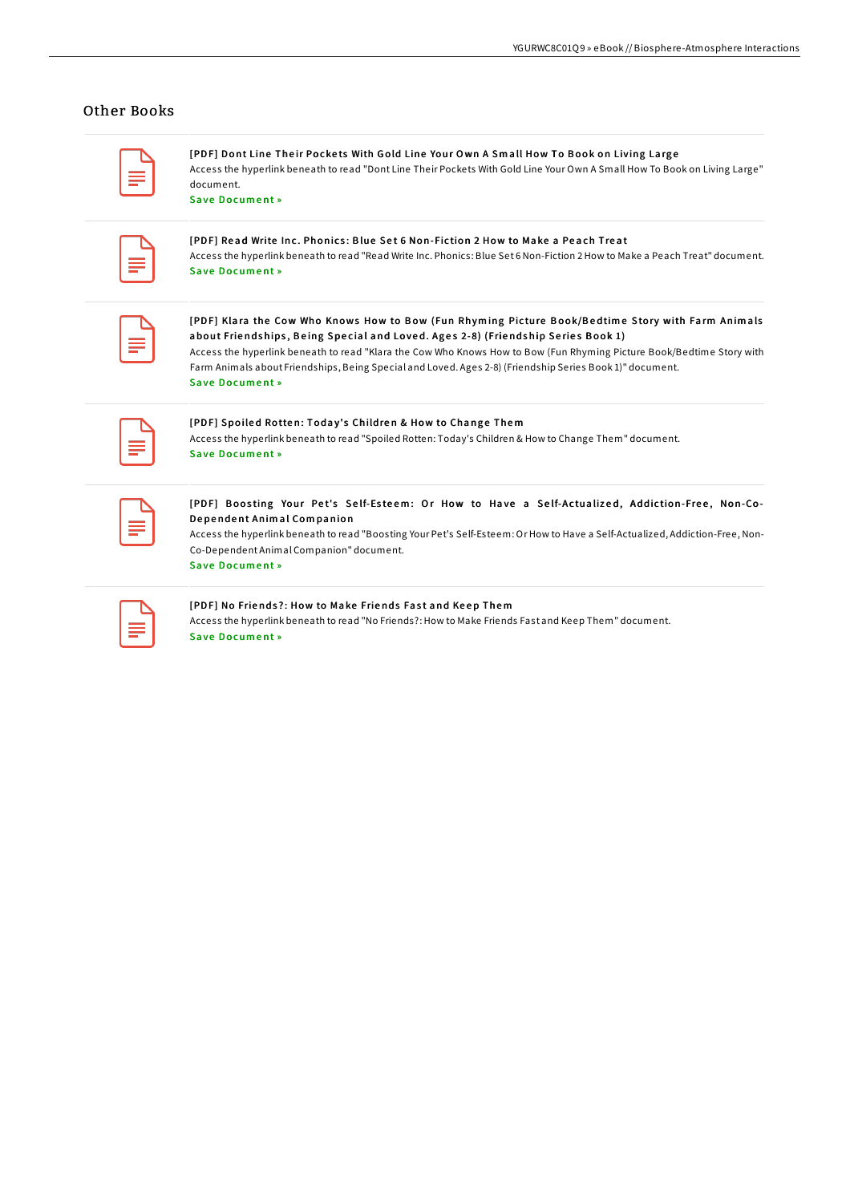## Other Books

[PDF] Dont Line Their Pockets With Gold Line Your Own A Small How To Book on Living Large

Access the hyperlink beneath to read "Dont Line Their Pockets With Gold Line Your Own A Small How To Book on Living Large" document.

Save Document »

[PDF] Read Write Inc. Phonics: Blue Set 6 Non-Fiction 2 How to Make a Peach Treat

Access the hyperlink beneath to read "Read Write Inc. Phonics: Blue Set 6 Non-Fiction 2 How to Make a Peach Treat" document.

Save Document »

[PDF] Klara the Cow Who Knows How to Bow (Fun Rhyming Picture Book/Bedtime Story with Farm Animals about Friendships, Being Special and Loved. Ages 2-8) (Friendship Series Book 1)

Access the hyperlink beneath to read "Klara the Cow Who Knows How to Bow (Fun Rhyming Picture Book/Bedtime Story with Farm Animals about Friendships, Being Special and Loved. Ages 2-8) (Friendship Series Book 1)" document.

Save Document »

[PDF] Spoiled Rotten: Today's Children & How to Change Them

Access the hyperlink beneath to read "Spoiled Rotten: Today's Children & How to Change Them" document.

Save Document »

[PDF] Boosting Your Pet's Self-Esteem: Or How to Have a Self-Actualized, Addiction-Free, Non-Co-Dependent Animal Companion

Access the hyperlink beneath to read "Boosting Your Pet's Self-Esteem: Or How to Have a Self-Actualized, Addiction-Free, Non-Co-Dependent Animal Companion" document.

Save Document »

[PDF] No Friends?: How to Make Friends Fast and Keep Them

Access the hyperlink beneath to read "No Friends?: How to Make Friends Fast and Keep Them" document.

Save Document »